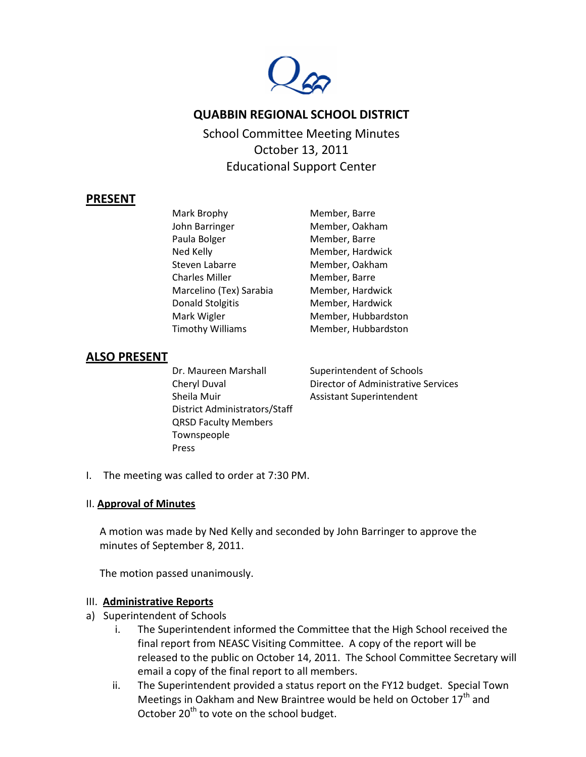# QUABBIN REGIONAL SCHOOL DISTRICT

School Committee Meeting Minutes
October 13, 2011
Educational Support Center

## PRESENT

| | |
|---|---|
| Mark Brophy | Member, Barre |
| John Barringer | Member, Oakham |
| Paula Bolger | Member, Barre |
| Ned Kelly | Member, Hardwick |
| Steven Labarre | Member, Oakham |
| Charles Miller | Member, Barre |
| Marcelino (Tex) Sarabia | Member, Hardwick |
| Donald Stolgitis | Member, Hardwick |
| Mark Wigler | Member, Hubbardston |
| Timothy Williams | Member, Hubbardston |

## ALSO PRESENT

| | |
|---|---|
| Dr. Maureen Marshall | Superintendent of Schools |
| Cheryl Duval | Director of Administrative Services |
| Sheila Muir | Assistant Superintendent |
| District Administrators/Staff | |
| QRSD Faculty Members | |
| Townspeople | |
| Press | |

I. The meeting was called to order at 7:30 PM.

II. **Approval of Minutes**

A motion was made by Ned Kelly and seconded by John Barringer to approve the minutes of September 8, 2011.

The motion passed unanimously.

III. **Administrative Reports**

a) Superintendent of Schools

i. The Superintendent informed the Committee that the High School received the final report from NEASC Visiting Committee. A copy of the report will be released to the public on October 14, 2011. The School Committee Secretary will email a copy of the final report to all members.

ii. The Superintendent provided a status report on the FY12 budget. Special Town Meetings in Oakham and New Braintree would be held on October 17th and October 20th to vote on the school budget.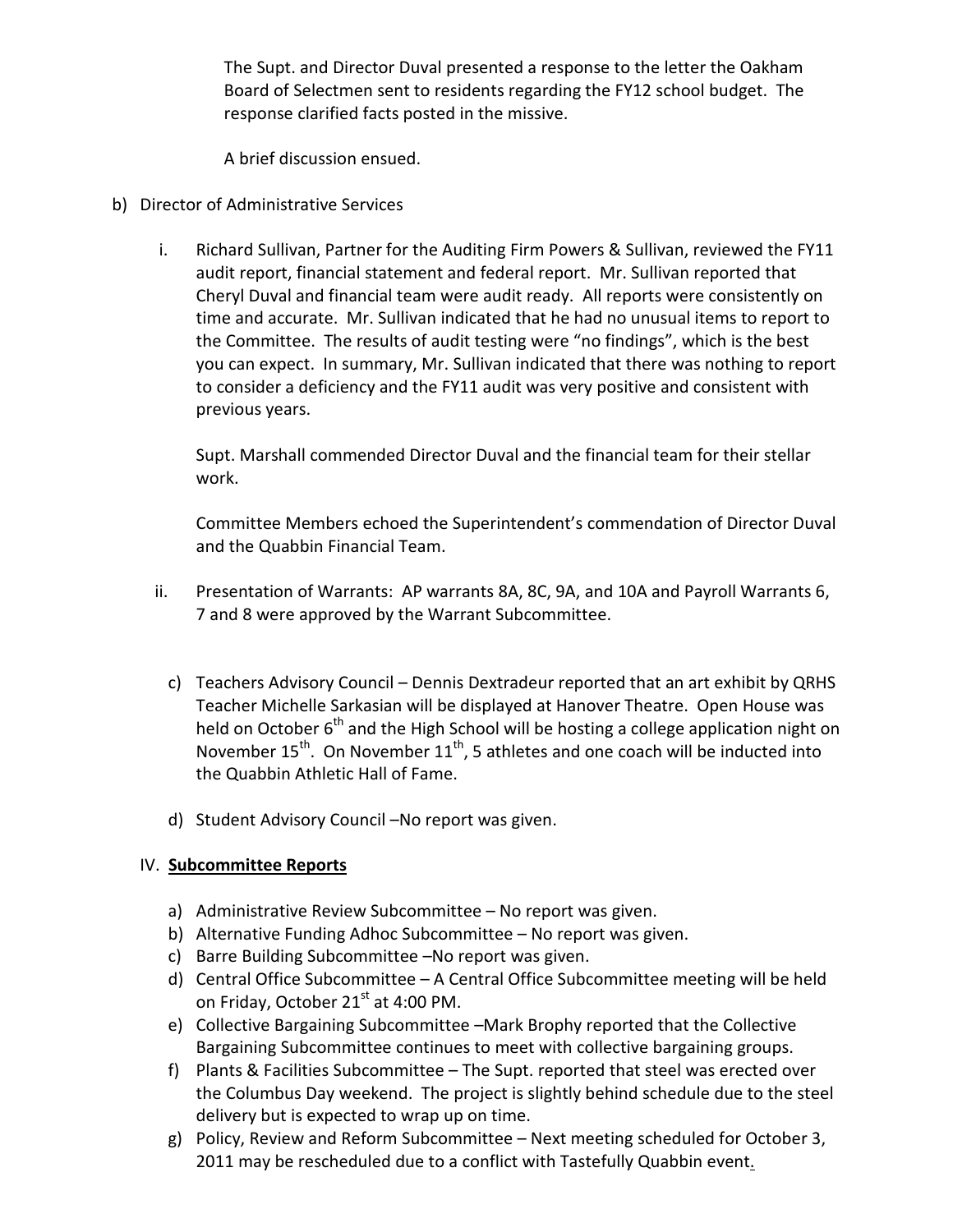The Supt. and Director Duval presented a response to the letter the Oakham Board of Selectmen sent to residents regarding the FY12 school budget. The response clarified facts posted in the missive.

A brief discussion ensued.

b) Director of Administrative Services

   i. Richard Sullivan, Partner for the Auditing Firm Powers & Sullivan, reviewed the FY11 audit report, financial statement and federal report. Mr. Sullivan reported that Cheryl Duval and financial team were audit ready. All reports were consistently on time and accurate. Mr. Sullivan indicated that he had no unusual items to report to the Committee. The results of audit testing were "no findings", which is the best you can expect. In summary, Mr. Sullivan indicated that there was nothing to report to consider a deficiency and the FY11 audit was very positive and consistent with previous years.

      Supt. Marshall commended Director Duval and the financial team for their stellar work.

      Committee Members echoed the Superintendent's commendation of Director Duval and the Quabbin Financial Team.

   ii. Presentation of Warrants: AP warrants 8A, 8C, 9A, and 10A and Payroll Warrants 6, 7 and 8 were approved by the Warrant Subcommittee.

c) Teachers Advisory Council – Dennis Dextradeur reported that an art exhibit by QRHS Teacher Michelle Sarkasian will be displayed at Hanover Theatre. Open House was held on October 6th and the High School will be hosting a college application night on November 15th. On November 11th, 5 athletes and one coach will be inducted into the Quabbin Athletic Hall of Fame.

d) Student Advisory Council –No report was given.

IV. **Subcommittee Reports**

a) Administrative Review Subcommittee – No report was given.
b) Alternative Funding Adhoc Subcommittee – No report was given.
c) Barre Building Subcommittee –No report was given.
d) Central Office Subcommittee – A Central Office Subcommittee meeting will be held on Friday, October 21st at 4:00 PM.
e) Collective Bargaining Subcommittee –Mark Brophy reported that the Collective Bargaining Subcommittee continues to meet with collective bargaining groups.
f) Plants & Facilities Subcommittee – The Supt. reported that steel was erected over the Columbus Day weekend. The project is slightly behind schedule due to the steel delivery but is expected to wrap up on time.
g) Policy, Review and Reform Subcommittee – Next meeting scheduled for October 3, 2011 may be rescheduled due to a conflict with Tastefully Quabbin event.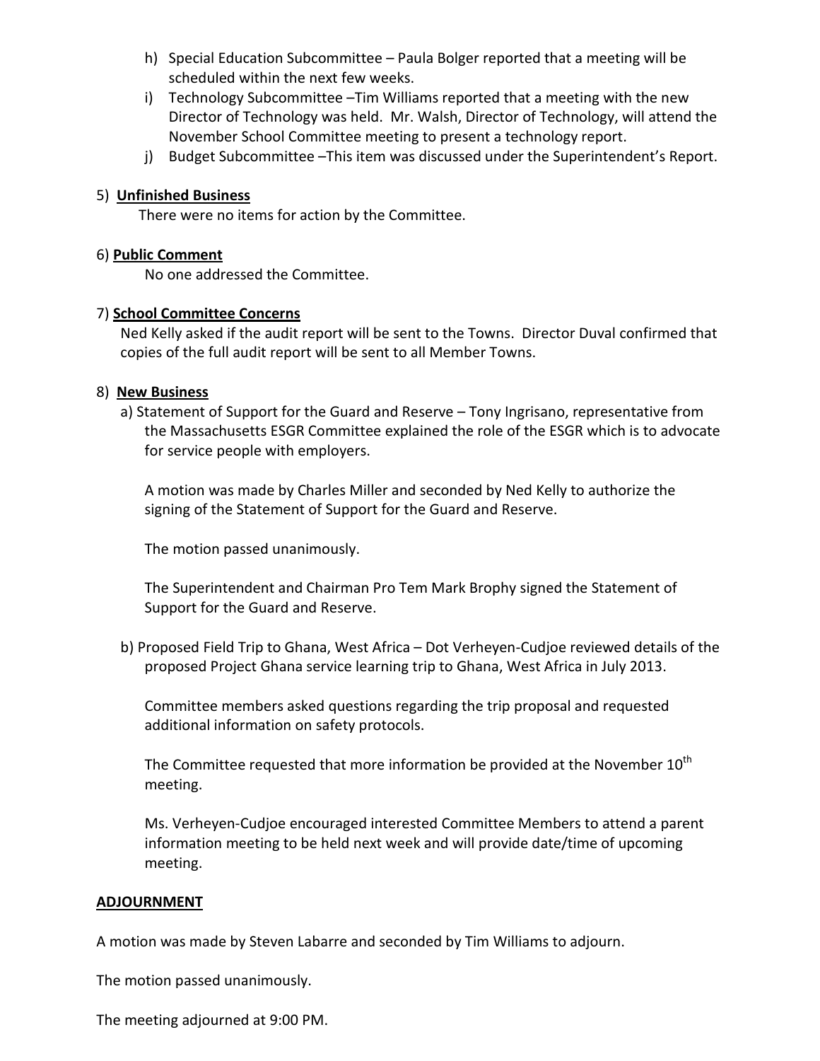h) Special Education Subcommittee – Paula Bolger reported that a meeting will be scheduled within the next few weeks.

i) Technology Subcommittee –Tim Williams reported that a meeting with the new Director of Technology was held. Mr. Walsh, Director of Technology, will attend the November School Committee meeting to present a technology report.

j) Budget Subcommittee –This item was discussed under the Superintendent's Report.

5) **Unfinished Business**

There were no items for action by the Committee.

6) **Public Comment**

No one addressed the Committee.

7) **School Committee Concerns**

Ned Kelly asked if the audit report will be sent to the Towns. Director Duval confirmed that copies of the full audit report will be sent to all Member Towns.

8) **New Business**

a) Statement of Support for the Guard and Reserve – Tony Ingrisano, representative from the Massachusetts ESGR Committee explained the role of the ESGR which is to advocate for service people with employers.

A motion was made by Charles Miller and seconded by Ned Kelly to authorize the signing of the Statement of Support for the Guard and Reserve.

The motion passed unanimously.

The Superintendent and Chairman Pro Tem Mark Brophy signed the Statement of Support for the Guard and Reserve.

b) Proposed Field Trip to Ghana, West Africa – Dot Verheyen-Cudjoe reviewed details of the proposed Project Ghana service learning trip to Ghana, West Africa in July 2013.

Committee members asked questions regarding the trip proposal and requested additional information on safety protocols.

The Committee requested that more information be provided at the November 10th meeting.

Ms. Verheyen-Cudjoe encouraged interested Committee Members to attend a parent information meeting to be held next week and will provide date/time of upcoming meeting.

**ADJOURNMENT**

A motion was made by Steven Labarre and seconded by Tim Williams to adjourn.

The motion passed unanimously.

The meeting adjourned at 9:00 PM.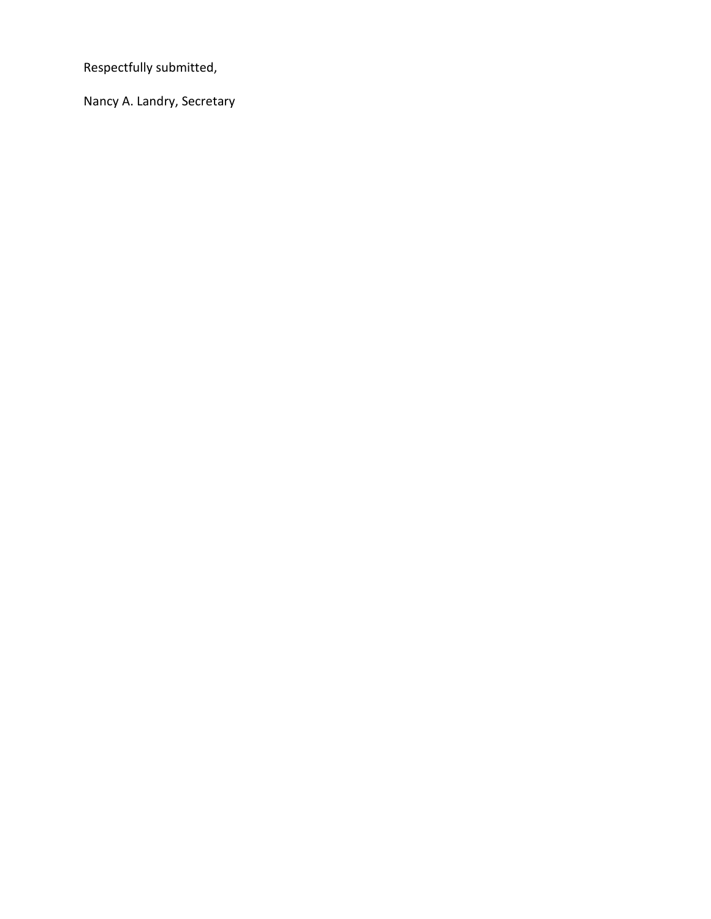Respectfully submitted,

Nancy A. Landry, Secretary